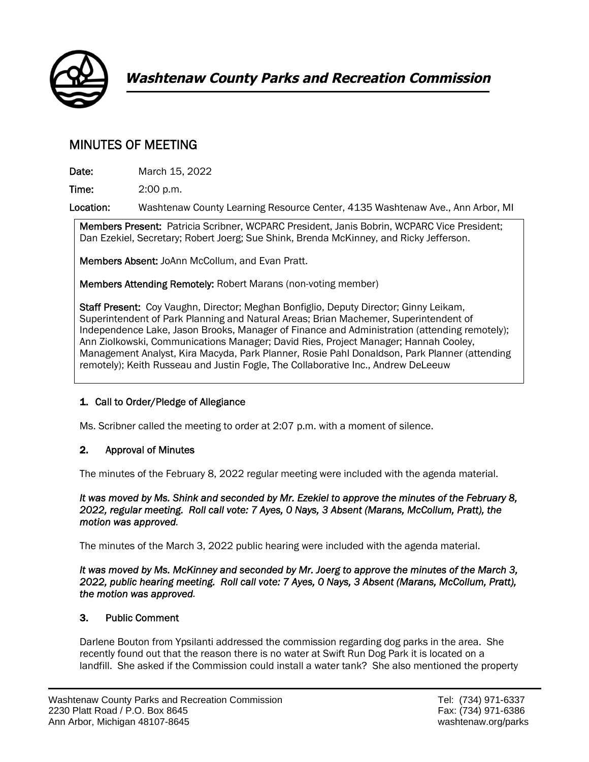# *Washtenaw County Parks and Recreation Commission*

## MINUTES OF MEETING

**Date:** March 15, 2022

**Time:** 2:00 p.m.

**Location:** Washtenaw County Learning Resource Center, 4135 Washtenaw Ave., Ann Arbor, MI

**Members Present:** Patricia Scribner, WCPARC President, Janis Bobrin, WCPARC Vice President; Dan Ezekiel, Secretary; Robert Joerg; Sue Shink, Brenda McKinney, and Ricky Jefferson.

**Members Absent:** JoAnn McCollum, and Evan Pratt.

**Members Attending Remotely:** Robert Marans (non-voting member)

**Staff Present:** Coy Vaughn, Director; Meghan Bonfiglio, Deputy Director; Ginny Leikam, Superintendent of Park Planning and Natural Areas; Brian Machemer, Superintendent of Independence Lake, Jason Brooks, Manager of Finance and Administration (attending remotely); Ann Ziolkowski, Communications Manager; David Ries, Project Manager; Hannah Cooley, Management Analyst, Kira Macyda, Park Planner, Rosie Pahl Donaldson, Park Planner (attending remotely); Keith Russeau and Justin Fogle, The Collaborative Inc., Andrew DeLeeuw

### 1. Call to Order/Pledge of Allegiance

Ms. Scribner called the meeting to order at 2:07 p.m. with a moment of silence.

### 2. Approval of Minutes

The minutes of the February 8, 2022 regular meeting were included with the agenda material.

***It was moved by Ms. Shink and seconded by Mr. Ezekiel to approve the minutes of the February 8, 2022, regular meeting. Roll call vote: 7 Ayes, 0 Nays, 3 Absent (Marans, McCollum, Pratt), the motion was approved.***

The minutes of the March 3, 2022 public hearing were included with the agenda material.

***It was moved by Ms. McKinney and seconded by Mr. Joerg to approve the minutes of the March 3, 2022, public hearing meeting. Roll call vote: 7 Ayes, 0 Nays, 3 Absent (Marans, McCollum, Pratt), the motion was approved.***

### 3. Public Comment

Darlene Bouton from Ypsilanti addressed the commission regarding dog parks in the area. She recently found out that the reason there is no water at Swift Run Dog Park it is located on a landfill. She asked if the Commission could install a water tank? She also mentioned the property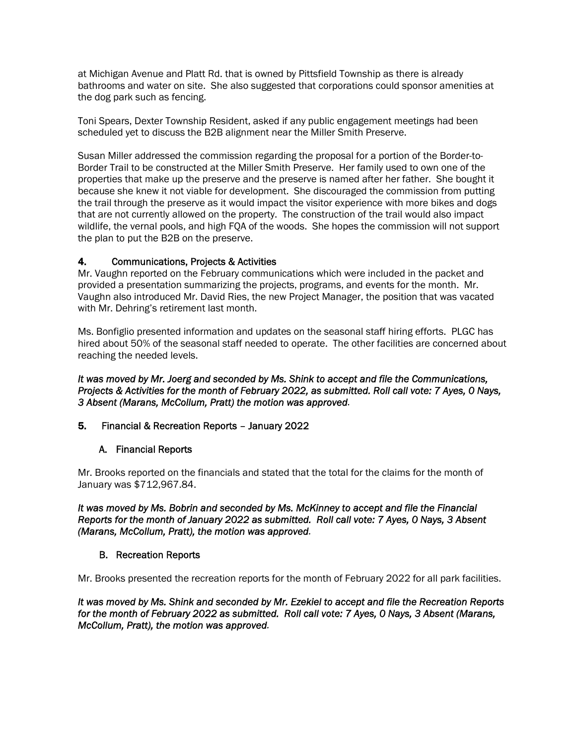at Michigan Avenue and Platt Rd. that is owned by Pittsfield Township as there is already bathrooms and water on site. She also suggested that corporations could sponsor amenities at the dog park such as fencing.

Toni Spears, Dexter Township Resident, asked if any public engagement meetings had been scheduled yet to discuss the B2B alignment near the Miller Smith Preserve.

Susan Miller addressed the commission regarding the proposal for a portion of the Border-to-Border Trail to be constructed at the Miller Smith Preserve. Her family used to own one of the properties that make up the preserve and the preserve is named after her father. She bought it because she knew it not viable for development. She discouraged the commission from putting the trail through the preserve as it would impact the visitor experience with more bikes and dogs that are not currently allowed on the property. The construction of the trail would also impact wildlife, the vernal pools, and high FQA of the woods. She hopes the commission will not support the plan to put the B2B on the preserve.

## 4. Communications, Projects & Activities

Mr. Vaughn reported on the February communications which were included in the packet and provided a presentation summarizing the projects, programs, and events for the month. Mr. Vaughn also introduced Mr. David Ries, the new Project Manager, the position that was vacated with Mr. Dehring's retirement last month.

Ms. Bonfiglio presented information and updates on the seasonal staff hiring efforts. PLGC has hired about 50% of the seasonal staff needed to operate. The other facilities are concerned about reaching the needed levels.

***It was moved by Mr. Joerg and seconded by Ms. Shink to accept and file the Communications, Projects & Activities for the month of February 2022, as submitted. Roll call vote: 7 Ayes, 0 Nays, 3 Absent (Marans, McCollum, Pratt) the motion was approved.***

## 5. Financial & Recreation Reports – January 2022

### A. Financial Reports

Mr. Brooks reported on the financials and stated that the total for the claims for the month of January was $712,967.84.

***It was moved by Ms. Bobrin and seconded by Ms. McKinney to accept and file the Financial Reports for the month of January 2022 as submitted. Roll call vote: 7 Ayes, 0 Nays, 3 Absent (Marans, McCollum, Pratt), the motion was approved.***

### B. Recreation Reports

Mr. Brooks presented the recreation reports for the month of February 2022 for all park facilities.

***It was moved by Ms. Shink and seconded by Mr. Ezekiel to accept and file the Recreation Reports for the month of February 2022 as submitted. Roll call vote: 7 Ayes, 0 Nays, 3 Absent (Marans, McCollum, Pratt), the motion was approved.***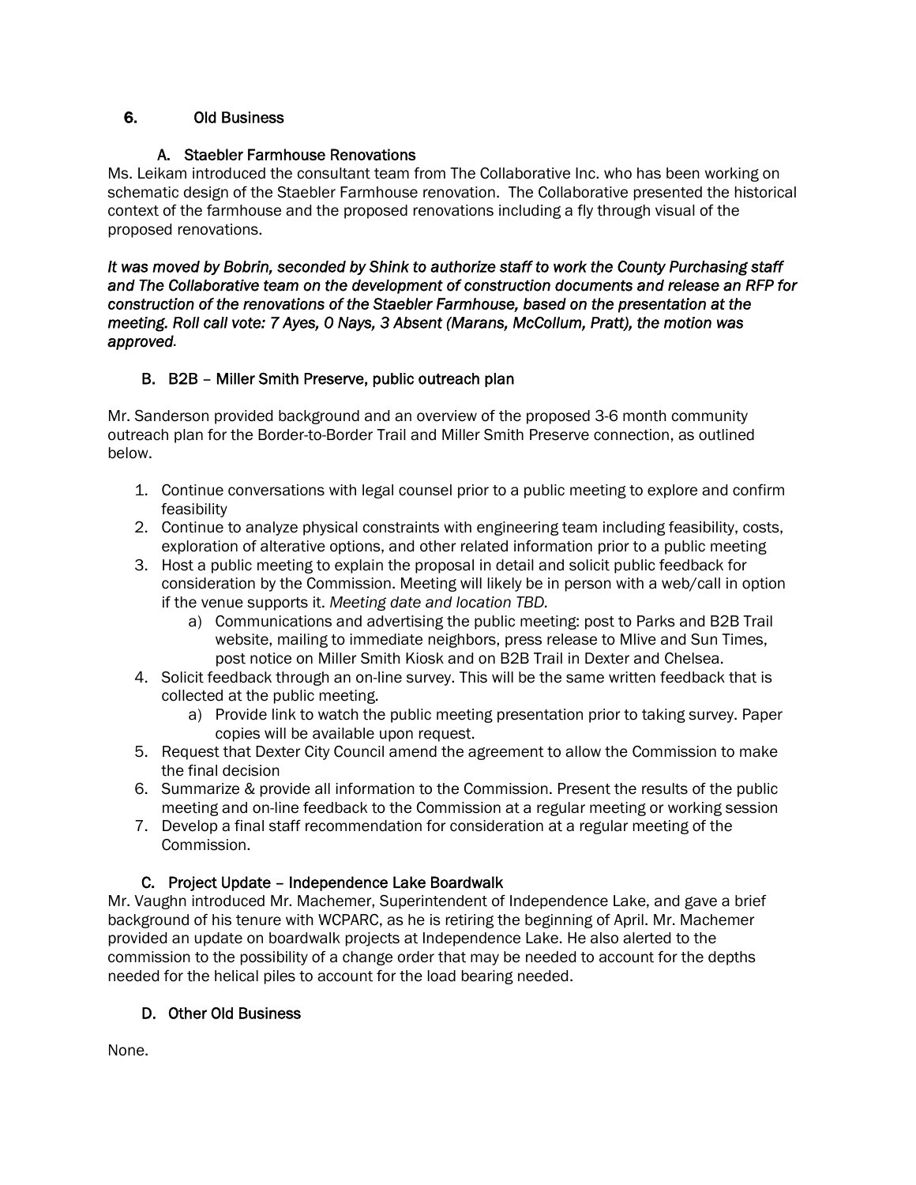## 6. Old Business

### A. Staebler Farmhouse Renovations

Ms. Leikam introduced the consultant team from The Collaborative Inc. who has been working on schematic design of the Staebler Farmhouse renovation. The Collaborative presented the historical context of the farmhouse and the proposed renovations including a fly through visual of the proposed renovations.

***It was moved by Bobrin, seconded by Shink to authorize staff to work the County Purchasing staff and The Collaborative team on the development of construction documents and release an RFP for construction of the renovations of the Staebler Farmhouse, based on the presentation at the meeting. Roll call vote: 7 Ayes, 0 Nays, 3 Absent (Marans, McCollum, Pratt), the motion was approved.***

### B. B2B – Miller Smith Preserve, public outreach plan

Mr. Sanderson provided background and an overview of the proposed 3-6 month community outreach plan for the Border-to-Border Trail and Miller Smith Preserve connection, as outlined below.

1. Continue conversations with legal counsel prior to a public meeting to explore and confirm feasibility
2. Continue to analyze physical constraints with engineering team including feasibility, costs, exploration of alterative options, and other related information prior to a public meeting
3. Host a public meeting to explain the proposal in detail and solicit public feedback for consideration by the Commission. Meeting will likely be in person with a web/call in option if the venue supports it. *Meeting date and location TBD.*
    a) Communications and advertising the public meeting: post to Parks and B2B Trail website, mailing to immediate neighbors, press release to Mlive and Sun Times, post notice on Miller Smith Kiosk and on B2B Trail in Dexter and Chelsea.
4. Solicit feedback through an on-line survey. This will be the same written feedback that is collected at the public meeting.
    a) Provide link to watch the public meeting presentation prior to taking survey. Paper copies will be available upon request.
5. Request that Dexter City Council amend the agreement to allow the Commission to make the final decision
6. Summarize & provide all information to the Commission. Present the results of the public meeting and on-line feedback to the Commission at a regular meeting or working session
7. Develop a final staff recommendation for consideration at a regular meeting of the Commission.

### C. Project Update – Independence Lake Boardwalk

Mr. Vaughn introduced Mr. Machemer, Superintendent of Independence Lake, and gave a brief background of his tenure with WCPARC, as he is retiring the beginning of April. Mr. Machemer provided an update on boardwalk projects at Independence Lake. He also alerted to the commission to the possibility of a change order that may be needed to account for the depths needed for the helical piles to account for the load bearing needed.

### D. Other Old Business

None.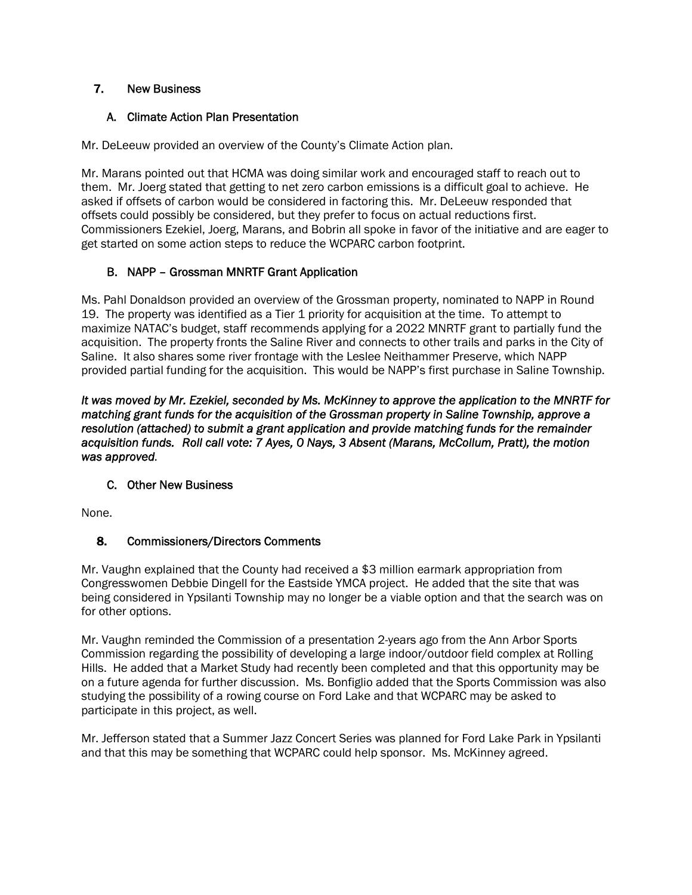## 7. New Business

### A. Climate Action Plan Presentation

Mr. DeLeeuw provided an overview of the County's Climate Action plan.

Mr. Marans pointed out that HCMA was doing similar work and encouraged staff to reach out to them. Mr. Joerg stated that getting to net zero carbon emissions is a difficult goal to achieve. He asked if offsets of carbon would be considered in factoring this. Mr. DeLeeuw responded that offsets could possibly be considered, but they prefer to focus on actual reductions first. Commissioners Ezekiel, Joerg, Marans, and Bobrin all spoke in favor of the initiative and are eager to get started on some action steps to reduce the WCPARC carbon footprint.

### B. NAPP – Grossman MNRTF Grant Application

Ms. Pahl Donaldson provided an overview of the Grossman property, nominated to NAPP in Round 19. The property was identified as a Tier 1 priority for acquisition at the time. To attempt to maximize NATAC's budget, staff recommends applying for a 2022 MNRTF grant to partially fund the acquisition. The property fronts the Saline River and connects to other trails and parks in the City of Saline. It also shares some river frontage with the Leslee Neithammer Preserve, which NAPP provided partial funding for the acquisition. This would be NAPP's first purchase in Saline Township.

*It was moved by Mr. Ezekiel, seconded by Ms. McKinney to approve the application to the MNRTF for matching grant funds for the acquisition of the Grossman property in Saline Township, approve a resolution (attached) to submit a grant application and provide matching funds for the remainder acquisition funds. Roll call vote: 7 Ayes, 0 Nays, 3 Absent (Marans, McCollum, Pratt), the motion was approved.*

### C. Other New Business

None.

## 8. Commissioners/Directors Comments

Mr. Vaughn explained that the County had received a $3 million earmark appropriation from Congresswomen Debbie Dingell for the Eastside YMCA project. He added that the site that was being considered in Ypsilanti Township may no longer be a viable option and that the search was on for other options.

Mr. Vaughn reminded the Commission of a presentation 2-years ago from the Ann Arbor Sports Commission regarding the possibility of developing a large indoor/outdoor field complex at Rolling Hills. He added that a Market Study had recently been completed and that this opportunity may be on a future agenda for further discussion. Ms. Bonfiglio added that the Sports Commission was also studying the possibility of a rowing course on Ford Lake and that WCPARC may be asked to participate in this project, as well.

Mr. Jefferson stated that a Summer Jazz Concert Series was planned for Ford Lake Park in Ypsilanti and that this may be something that WCPARC could help sponsor. Ms. McKinney agreed.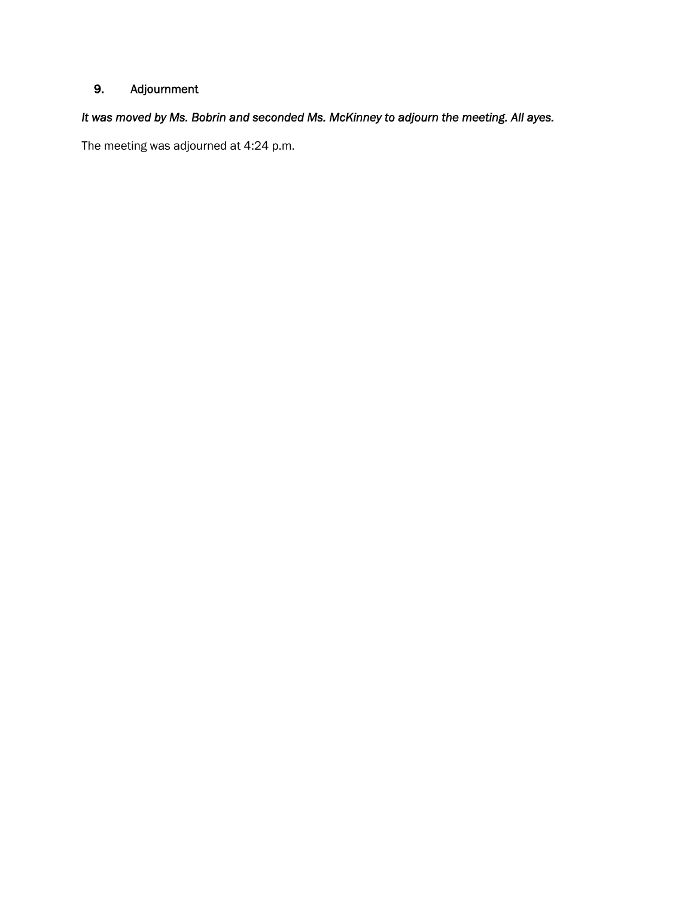## 9. Adjournment

*It was moved by Ms. Bobrin and seconded Ms. McKinney to adjourn the meeting. All ayes.*

The meeting was adjourned at 4:24 p.m.